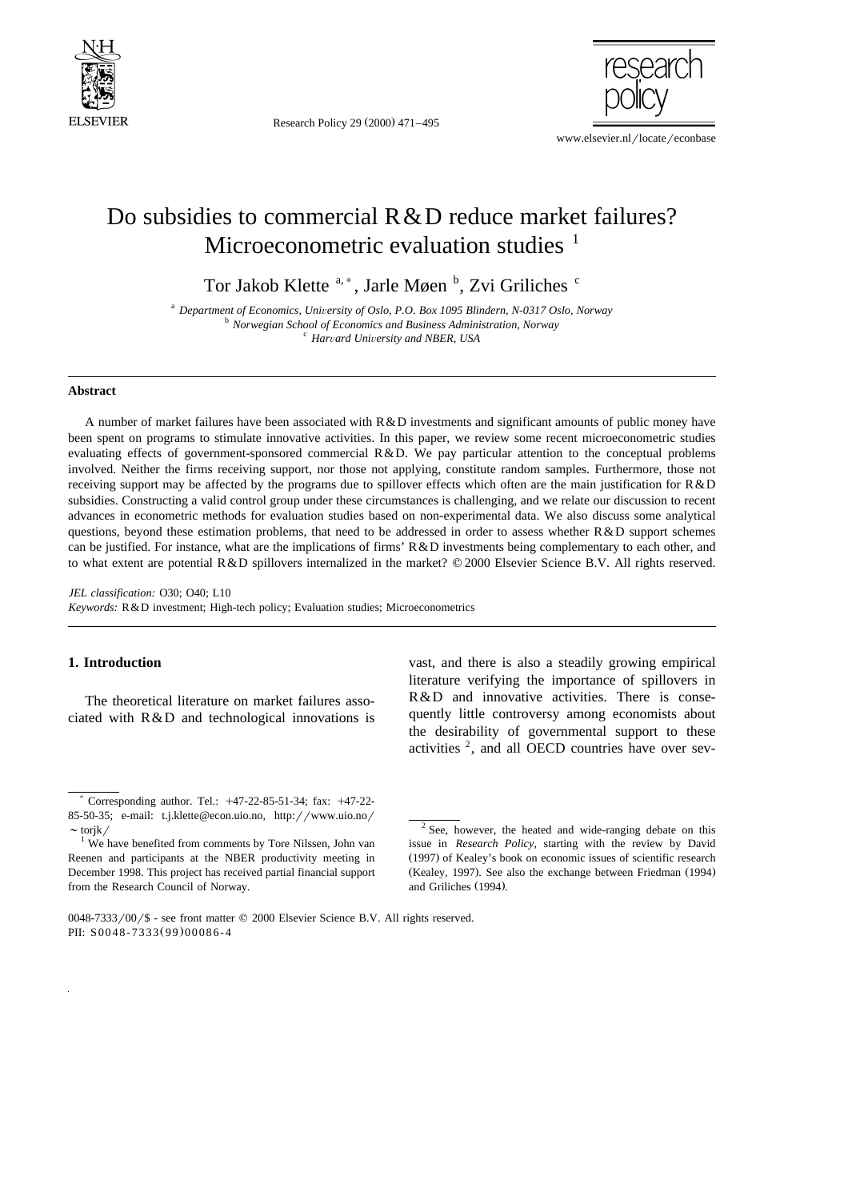# Do subsidies to commercial R&D reduce market failures? Microeconometric evaluation studies [1]

Tor Jakob Klette [a,*], Jarle Møen [b], Zvi Griliches [c]

[a] *Department of Economics, University of Oslo, P.O. Box 1095 Blindern, N-0317 Oslo, Norway*
[b] *Norwegian School of Economics and Business Administration, Norway*
[c] *Harvard University and NBER, USA*

## Abstract

A number of market failures have been associated with R&D investments and significant amounts of public money have been spent on programs to stimulate innovative activities. In this paper, we review some recent microeconometric studies evaluating effects of government-sponsored commercial R&D. We pay particular attention to the conceptual problems involved. Neither the firms receiving support, nor those not applying, constitute random samples. Furthermore, those not receiving support may be affected by the programs due to spillover effects which often are the main justification for R&D subsidies. Constructing a valid control group under these circumstances is challenging, and we relate our discussion to recent advances in econometric methods for evaluation studies based on non-experimental data. We also discuss some analytical questions, beyond these estimation problems, that need to be addressed in order to assess whether R&D support schemes can be justified. For instance, what are the implications of firms' R&D investments being complementary to each other, and to what extent are potential R&D spillovers internalized in the market? © 2000 Elsevier Science B.V. All rights reserved.

*JEL classification:* O30; O40; L10

*Keywords:* R&D investment; High-tech policy; Evaluation studies; Microeconometrics

## 1. Introduction

The theoretical literature on market failures associated with R&D and technological innovations is vast, and there is also a steadily growing empirical literature verifying the importance of spillovers in R&D and innovative activities. There is consequently little controversy among economists about the desirability of governmental support to these activities [2], and all OECD countries have over sev-

---

[*] Corresponding author. Tel.: +47-22-85-51-34; fax: +47-22-85-50-35; e-mail: t.j.klette@econ.uio.no, http://www.uio.no/~torjk/

[1] We have benefited from comments by Tore Nilssen, John van Reenen and participants at the NBER productivity meeting in December 1998. This project has received partial financial support from the Research Council of Norway.

[2] See, however, the heated and wide-ranging debate on this issue in *Research Policy*, starting with the review by David (1997) of Kealey's book on economic issues of scientific research (Kealey, 1997). See also the exchange between Friedman (1994) and Griliches (1994).

0048-7333/00/$ - see front matter © 2000 Elsevier Science B.V. All rights reserved.
PII: S0048-7333(99)00086-4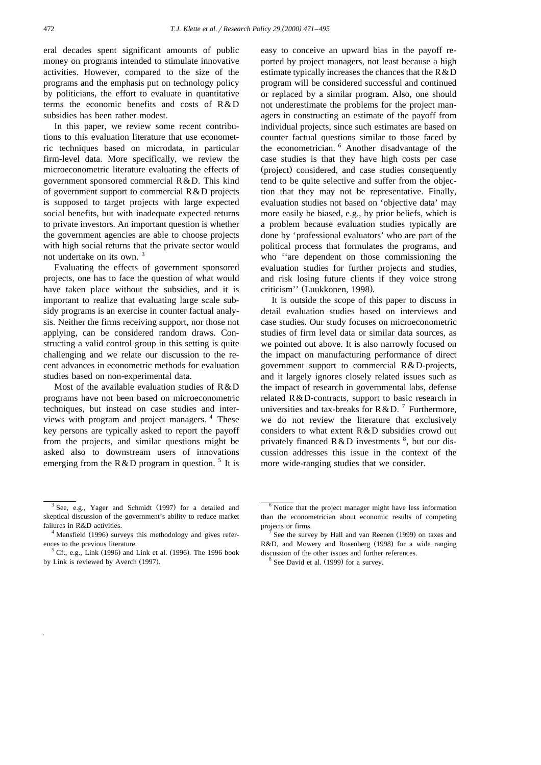eral decades spent significant amounts of public money on programs intended to stimulate innovative activities. However, compared to the size of the programs and the emphasis put on technology policy by politicians, the effort to evaluate in quantitative terms the economic benefits and costs of R&D subsidies has been rather modest.

In this paper, we review some recent contributions to this evaluation literature that use econometric techniques based on microdata, in particular firm-level data. More specifically, we review the microeconometric literature evaluating the effects of government sponsored commercial R&D. This kind of government support to commercial R&D projects is supposed to target projects with large expected social benefits, but with inadequate expected returns to private investors. An important question is whether the government agencies are able to choose projects with high social returns that the private sector would not undertake on its own. [3]

Evaluating the effects of government sponsored projects, one has to face the question of what would have taken place without the subsidies, and it is important to realize that evaluating large scale subsidy programs is an exercise in counter factual analysis. Neither the firms receiving support, nor those not applying, can be considered random draws. Constructing a valid control group in this setting is quite challenging and we relate our discussion to the recent advances in econometric methods for evaluation studies based on non-experimental data.

Most of the available evaluation studies of R&D programs have not been based on microeconometric techniques, but instead on case studies and interviews with program and project managers. [4] These key persons are typically asked to report the payoff from the projects, and similar questions might be asked also to downstream users of innovations emerging from the R&D program in question. [5] It is easy to conceive an upward bias in the payoff reported by project managers, not least because a high estimate typically increases the chances that the R&D program will be considered successful and continued or replaced by a similar program. Also, one should not underestimate the problems for the project managers in constructing an estimate of the payoff from individual projects, since such estimates are based on counter factual questions similar to those faced by the econometrician. [6] Another disadvantage of the case studies is that they have high costs per case (project) considered, and case studies consequently tend to be quite selective and suffer from the objection that they may not be representative. Finally, evaluation studies not based on 'objective data' may more easily be biased, e.g., by prior beliefs, which is a problem because evaluation studies typically are done by 'professional evaluators' who are part of the political process that formulates the programs, and who ''are dependent on those commissioning the evaluation studies for further projects and studies, and risk losing future clients if they voice strong criticism'' (Luukkonen, 1998).

It is outside the scope of this paper to discuss in detail evaluation studies based on interviews and case studies. Our study focuses on microeconometric studies of firm level data or similar data sources, as we pointed out above. It is also narrowly focused on the impact on manufacturing performance of direct government support to commercial R&D-projects, and it largely ignores closely related issues such as the impact of research in governmental labs, defense related R&D-contracts, support to basic research in universities and tax-breaks for R&D. [7] Furthermore, we do not review the literature that exclusively considers to what extent R&D subsidies crowd out privately financed R&D investments [8], but our discussion addresses this issue in the context of the more wide-ranging studies that we consider.

---

[3] See, e.g., Yager and Schmidt (1997) for a detailed and skeptical discussion of the government's ability to reduce market failures in R&D activities.

[4] Mansfield (1996) surveys this methodology and gives references to the previous literature.

[5] Cf., e.g., Link (1996) and Link et al. (1996). The 1996 book by Link is reviewed by Averch (1997).

[6] Notice that the project manager might have less information than the econometrician about economic results of competing projects or firms.

[7] See the survey by Hall and van Reenen (1999) on taxes and R&D, and Mowery and Rosenberg (1998) for a wide ranging discussion of the other issues and further references.

[8] See David et al. (1999) for a survey.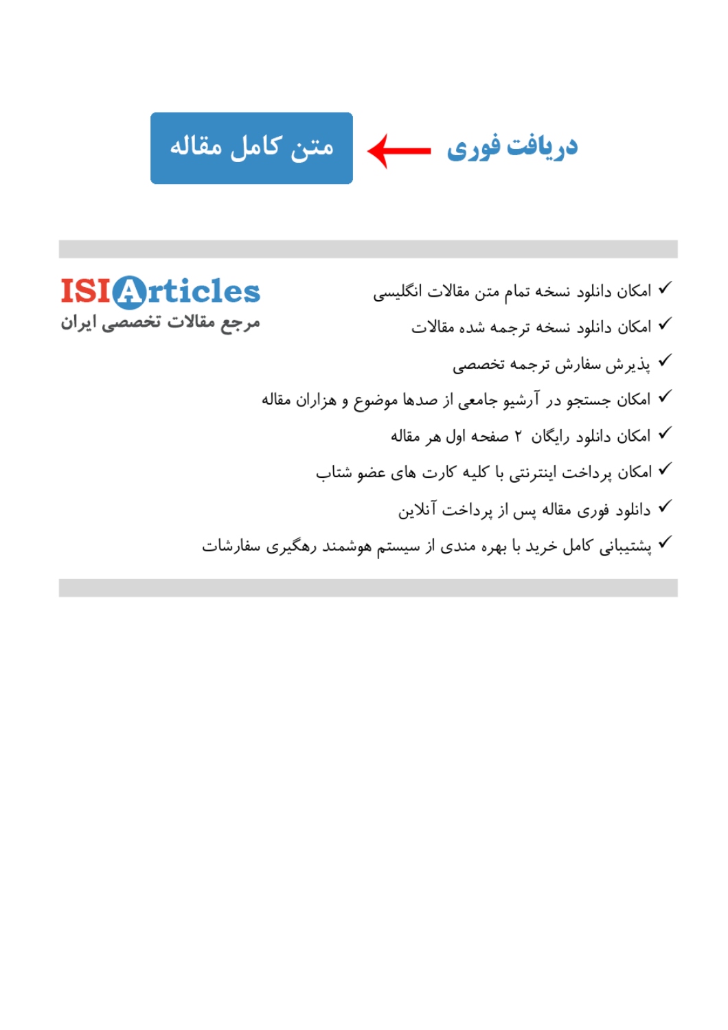دریافت فوری ← **متن کامل مقاله**

**ISIArticles**
مرجع مقالات تخصصی ایران

- ✓ امکان دانلود نسخه تمام متن مقالات انگلیسی
- ✓ امکان دانلود نسخه ترجمه شده مقالات
- ✓ پذیرش سفارش ترجمه تخصصی
- ✓ امکان جستجو در آرشیو جامعی از صدها موضوع و هزاران مقاله
- ✓ امکان دانلود رایگان ۲ صفحه اول هر مقاله
- ✓ امکان پرداخت اینترنتی با کلیه کارت های عضو شتاب
- ✓ دانلود فوری مقاله پس از پرداخت آنلاین
- ✓ پشتیبانی کامل خرید با بهره مندی از سیستم هوشمند رهگیری سفارشات